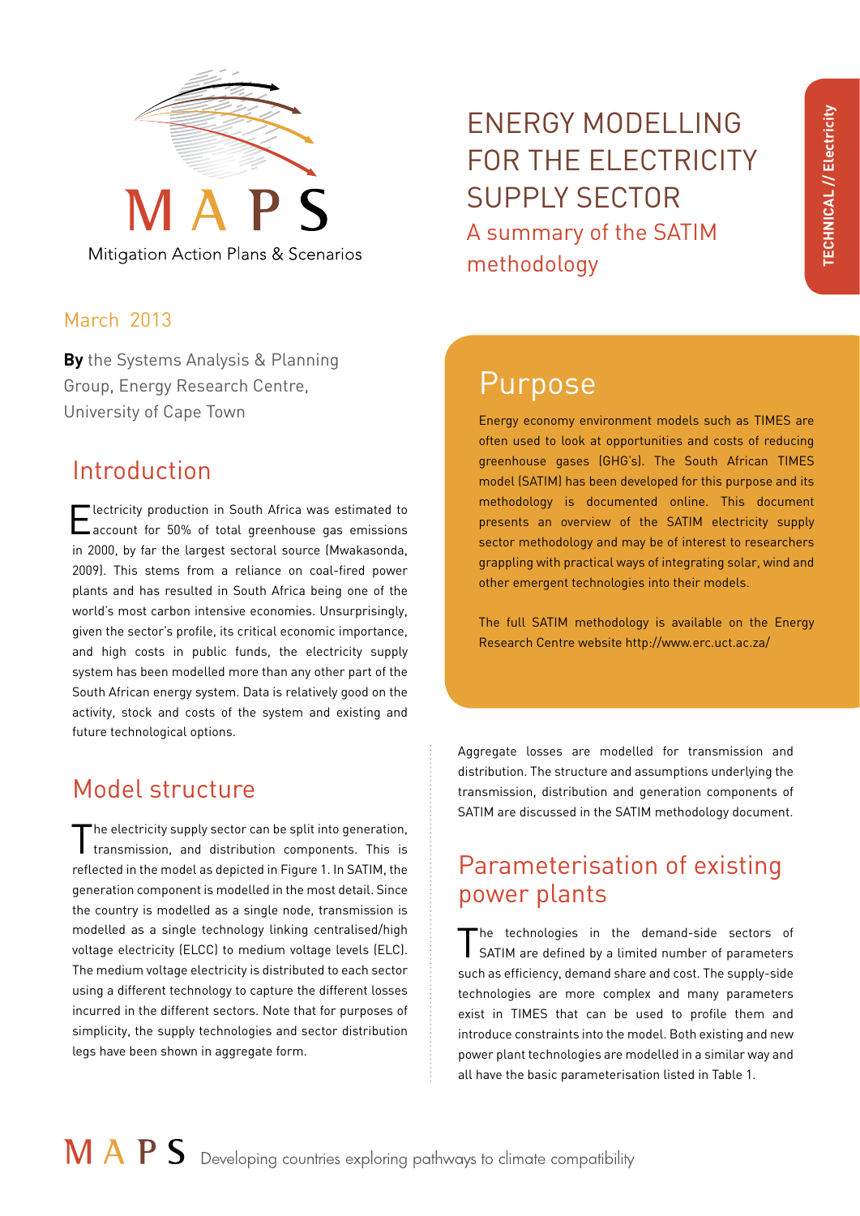MAPS

Mitigation Action Plans & Scenarios

# ENERGY MODELLING FOR THE ELECTRICITY SUPPLY SECTOR

## A summary of the SATIM methodology

TECHNICAL // Electricity

March 2013

**By** the Systems Analysis & Planning Group, Energy Research Centre, University of Cape Town

## Purpose

Energy economy environment models such as TIMES are often used to look at opportunities and costs of reducing greenhouse gases (GHG's). The South African TIMES model (SATIM) has been developed for this purpose and its methodology is documented online. This document presents an overview of the SATIM electricity supply sector methodology and may be of interest to researchers grappling with practical ways of integrating solar, wind and other emergent technologies into their models.

The full SATIM methodology is available on the Energy Research Centre website http://www.erc.uct.ac.za/

## Introduction

Electricity production in South Africa was estimated to account for 50% of total greenhouse gas emissions in 2000, by far the largest sectoral source (Mwakasonda, 2009). This stems from a reliance on coal-fired power plants and has resulted in South Africa being one of the world's most carbon intensive economies. Unsurprisingly, given the sector's profile, its critical economic importance, and high costs in public funds, the electricity supply system has been modelled more than any other part of the South African energy system. Data is relatively good on the activity, stock and costs of the system and existing and future technological options.

## Model structure

The electricity supply sector can be split into generation, transmission, and distribution components. This is reflected in the model as depicted in Figure 1. In SATIM, the generation component is modelled in the most detail. Since the country is modelled as a single node, transmission is modelled as a single technology linking centralised/high voltage electricity (ELCC) to medium voltage levels (ELC). The medium voltage electricity is distributed to each sector using a different technology to capture the different losses incurred in the different sectors. Note that for purposes of simplicity, the supply technologies and sector distribution legs have been shown in aggregate form.

Aggregate losses are modelled for transmission and distribution. The structure and assumptions underlying the transmission, distribution and generation components of SATIM are discussed in the SATIM methodology document.

## Parameterisation of existing power plants

The technologies in the demand-side sectors of SATIM are defined by a limited number of parameters such as efficiency, demand share and cost. The supply-side technologies are more complex and many parameters exist in TIMES that can be used to profile them and introduce constraints into the model. Both existing and new power plant technologies are modelled in a similar way and all have the basic parameterisation listed in Table 1.

MAPS Developing countries exploring pathways to climate compatibility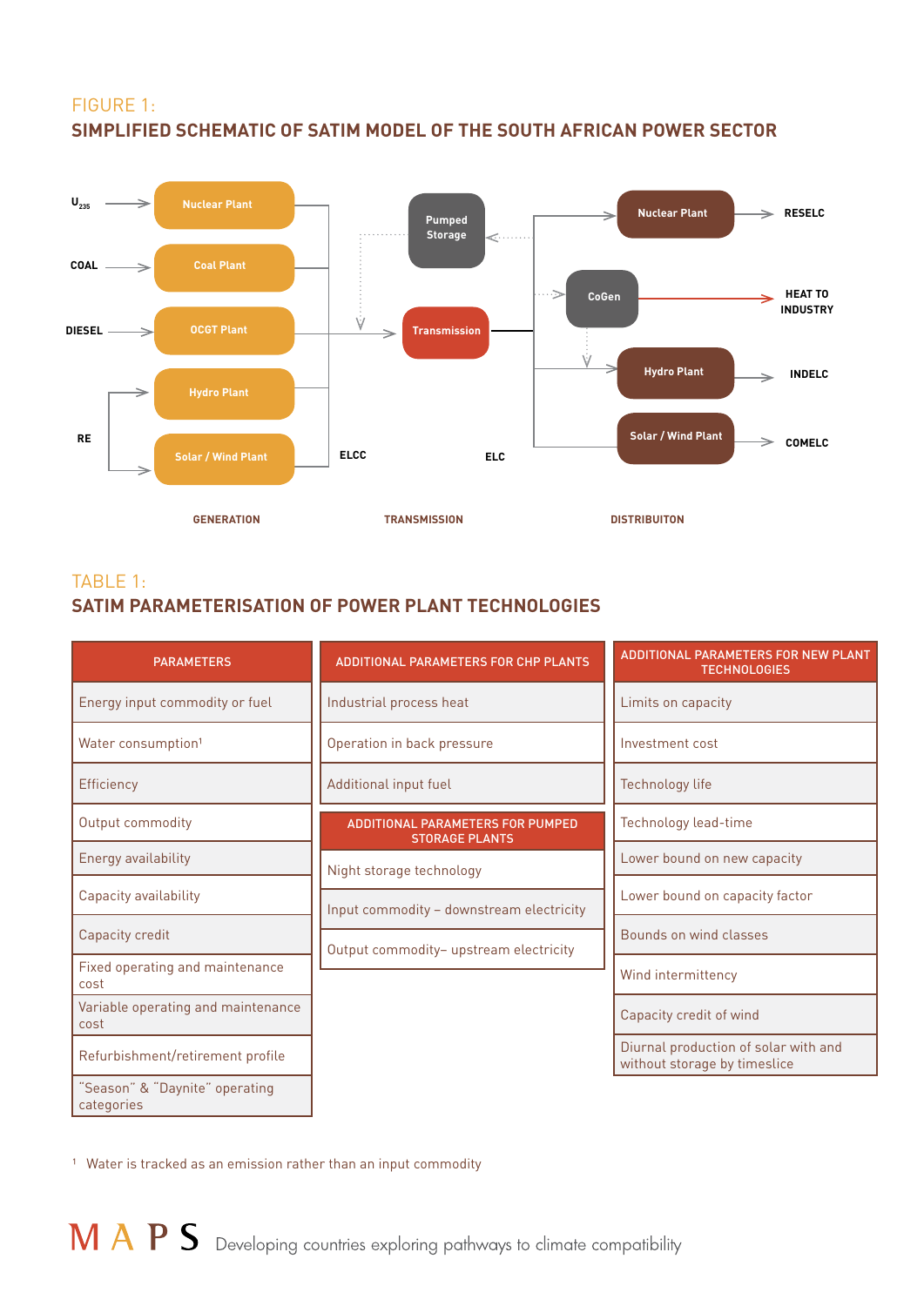## FIGURE 1:
## SIMPLIFIED SCHEMATIC OF SATIM MODEL OF THE SOUTH AFRICAN POWER SECTOR

## TABLE 1:
## SATIM PARAMETERISATION OF POWER PLANT TECHNOLOGIES

| PARAMETERS | ADDITIONAL PARAMETERS FOR CHP PLANTS | ADDITIONAL PARAMETERS FOR NEW PLANT TECHNOLOGIES |
|---|---|---|
| Energy input commodity or fuel | Industrial process heat | Limits on capacity |
| Water consumption[1] | Operation in back pressure | Investment cost |
| Efficiency | Additional input fuel | Technology life |
| Output commodity | **ADDITIONAL PARAMETERS FOR PUMPED STORAGE PLANTS** | Technology lead-time |
| Energy availability | Night storage technology | Lower bound on new capacity |
| Capacity availability | Input commodity – downstream electricity | Lower bound on capacity factor |
| Capacity credit | Output commodity– upstream electricity | Bounds on wind classes |
| Fixed operating and maintenance cost | | Wind intermittency |
| Variable operating and maintenance cost | | Capacity credit of wind |
| Refurbishment/retirement profile | | Diurnal production of solar with and without storage by timeslice |
| "Season" & "Daynite" operating categories | | |

[1] Water is tracked as an emission rather than an input commodity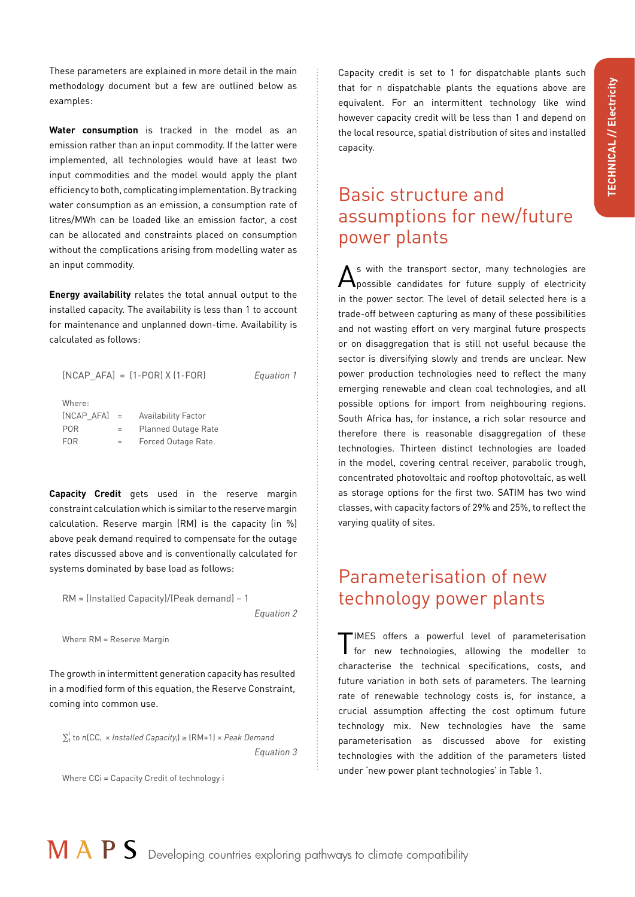These parameters are explained in more detail in the main methodology document but a few are outlined below as examples:

**Water consumption** is tracked in the model as an emission rather than an input commodity. If the latter were implemented, all technologies would have at least two input commodities and the model would apply the plant efficiency to both, complicating implementation. By tracking water consumption as an emission, a consumption rate of litres/MWh can be loaded like an emission factor, a cost can be allocated and constraints placed on consumption without the complications arising from modelling water as an input commodity.

**Energy availability** relates the total annual output to the installed capacity. The availability is less than 1 to account for maintenance and unplanned down-time. Availability is calculated as follows:

$$[NCAP\_AFA] = (1-POR) \times (1-FOR) \qquad \textit{Equation 1}$$

Where:

| | | |
|---|---|---|
| [NCAP_AFA] | = | Availability Factor |
| POR | = | Planned Outage Rate |
| FOR | = | Forced Outage Rate. |

**Capacity Credit** gets used in the reserve margin constraint calculation which is similar to the reserve margin calculation. Reserve margin (RM) is the capacity (in %) above peak demand required to compensate for the outage rates discussed above and is conventionally calculated for systems dominated by base load as follows:

$$RM = (\text{Installed Capacity})/(\text{Peak demand}) - 1 \qquad \textit{Equation 2}$$

Where RM = Reserve Margin

The growth in intermittent generation capacity has resulted in a modified form of this equation, the Reserve Constraint, coming into common use.

$$\sum_{1}^{i} \text{ to } n(CC_i \times \textit{Installed Capacity}_i) \geq (RM+1) \times \textit{Peak Demand} \qquad \textit{Equation 3}$$

Where CCi = Capacity Credit of technology i

Capacity credit is set to 1 for dispatchable plants such that for n dispatchable plants the equations above are equivalent. For an intermittent technology like wind however capacity credit will be less than 1 and depend on the local resource, spatial distribution of sites and installed capacity.

## Basic structure and assumptions for new/future power plants

As with the transport sector, many technologies are possible candidates for future supply of electricity in the power sector. The level of detail selected here is a trade-off between capturing as many of these possibilities and not wasting effort on very marginal future prospects or on disaggregation that is still not useful because the sector is diversifying slowly and trends are unclear. New power production technologies need to reflect the many emerging renewable and clean coal technologies, and all possible options for import from neighbouring regions. South Africa has, for instance, a rich solar resource and therefore there is reasonable disaggregation of these technologies. Thirteen distinct technologies are loaded in the model, covering central receiver, parabolic trough, concentrated photovoltaic and rooftop photovoltaic, as well as storage options for the first two. SATIM has two wind classes, with capacity factors of 29% and 25%, to reflect the varying quality of sites.

## Parameterisation of new technology power plants

TIMES offers a powerful level of parameterisation for new technologies, allowing the modeller to characterise the technical specifications, costs, and future variation in both sets of parameters. The learning rate of renewable technology costs is, for instance, a crucial assumption affecting the cost optimum future technology mix. New technologies have the same parameterisation as discussed above for existing technologies with the addition of the parameters listed under 'new power plant technologies' in Table 1.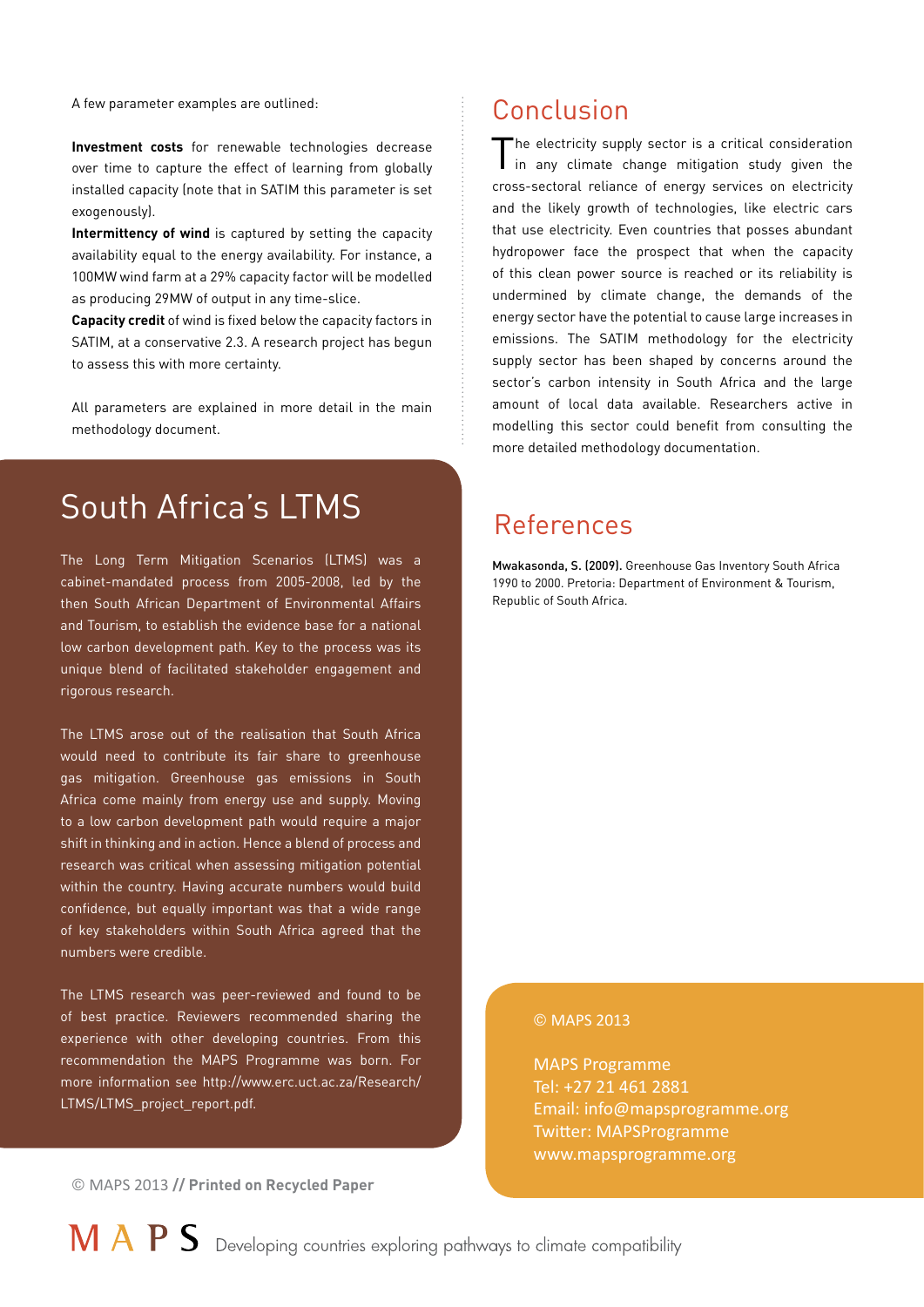A few parameter examples are outlined:

**Investment costs** for renewable technologies decrease over time to capture the effect of learning from globally installed capacity (note that in SATIM this parameter is set exogenously).

**Intermittency of wind** is captured by setting the capacity availability equal to the energy availability. For instance, a 100MW wind farm at a 29% capacity factor will be modelled as producing 29MW of output in any time-slice.

**Capacity credit** of wind is fixed below the capacity factors in SATIM, at a conservative 2.3. A research project has begun to assess this with more certainty.

All parameters are explained in more detail in the main methodology document.

## South Africa's LTMS

The Long Term Mitigation Scenarios (LTMS) was a cabinet-mandated process from 2005-2008, led by the then South African Department of Environmental Affairs and Tourism, to establish the evidence base for a national low carbon development path. Key to the process was its unique blend of facilitated stakeholder engagement and rigorous research.

The LTMS arose out of the realisation that South Africa would need to contribute its fair share to greenhouse gas mitigation. Greenhouse gas emissions in South Africa come mainly from energy use and supply. Moving to a low carbon development path would require a major shift in thinking and in action. Hence a blend of process and research was critical when assessing mitigation potential within the country. Having accurate numbers would build confidence, but equally important was that a wide range of key stakeholders within South Africa agreed that the numbers were credible.

The LTMS research was peer-reviewed and found to be of best practice. Reviewers recommended sharing the experience with other developing countries. From this recommendation the MAPS Programme was born. For more information see http://www.erc.uct.ac.za/Research/LTMS/LTMS_project_report.pdf.

## Conclusion

The electricity supply sector is a critical consideration in any climate change mitigation study given the cross-sectoral reliance of energy services on electricity and the likely growth of technologies, like electric cars that use electricity. Even countries that posses abundant hydropower face the prospect that when the capacity of this clean power source is reached or its reliability is undermined by climate change, the demands of the energy sector have the potential to cause large increases in emissions. The SATIM methodology for the electricity supply sector has been shaped by concerns around the sector's carbon intensity in South Africa and the large amount of local data available. Researchers active in modelling this sector could benefit from consulting the more detailed methodology documentation.

## References

**Mwakasonda, S. (2009).** Greenhouse Gas Inventory South Africa 1990 to 2000. Pretoria: Department of Environment & Tourism, Republic of South Africa.

© MAPS 2013

MAPS Programme
Tel: +27 21 461 2881
Email: info@mapsprogramme.org
Twitter: MAPSProgramme
www.mapsprogramme.org

© MAPS 2013 // **Printed on Recycled Paper**

MAPS Developing countries exploring pathways to climate compatibility